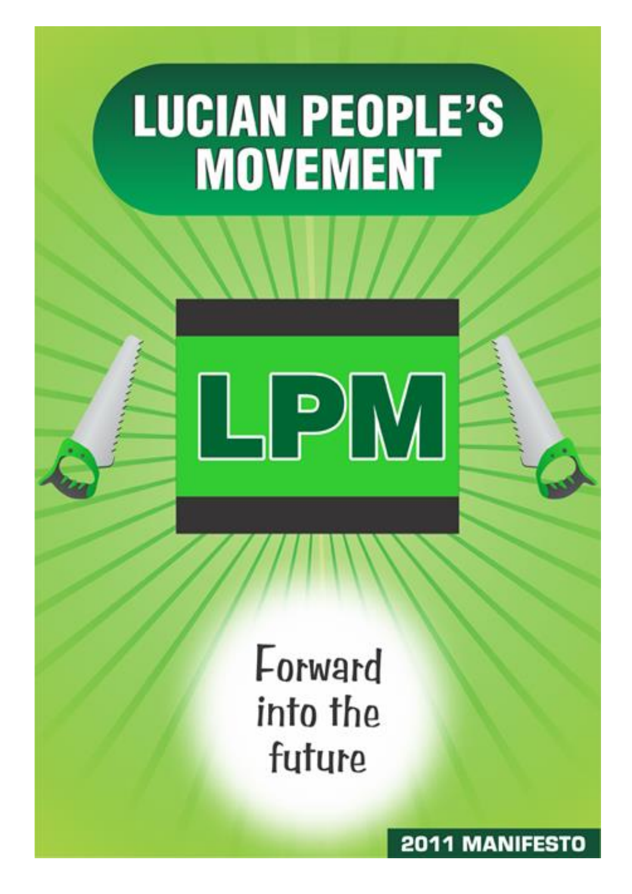# LUCIAN PEOPLE'S MOVEMENT

LPM

Forward into the future

2011 MANIFESTO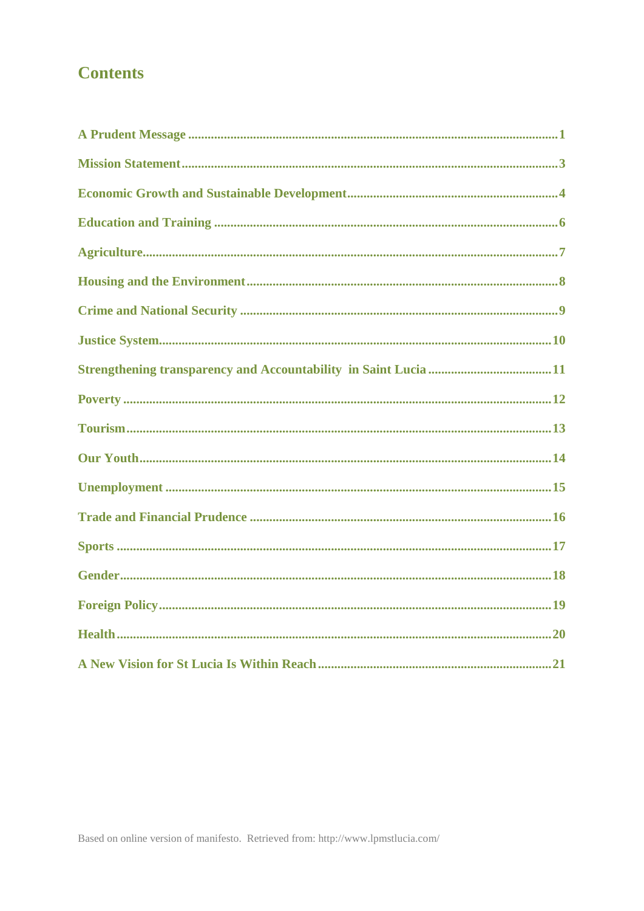# Contents

A Prudent Message ....................................................................................................... 1

Mission Statement ........................................................................................................ 3

Economic Growth and Sustainable Development ......................................................... 4

Education and Training ................................................................................................ 6

Agriculture .................................................................................................................... 7

Housing and the Environment ...................................................................................... 8

Crime and National Security ......................................................................................... 9

Justice System ............................................................................................................. 10

Strengthening transparency and Accountability in Saint Lucia ................................... 11

Poverty ........................................................................................................................ 12

Tourism ....................................................................................................................... 13

Our Youth .................................................................................................................... 14

Unemployment ............................................................................................................ 15

Trade and Financial Prudence ..................................................................................... 16

Sports .......................................................................................................................... 17

Gender ......................................................................................................................... 18

Foreign Policy .............................................................................................................. 19

Health .......................................................................................................................... 20

A New Vision for St Lucia Is Within Reach .................................................................. 21

Based on online version of manifesto. Retrieved from: http://www.lpmstlucia.com/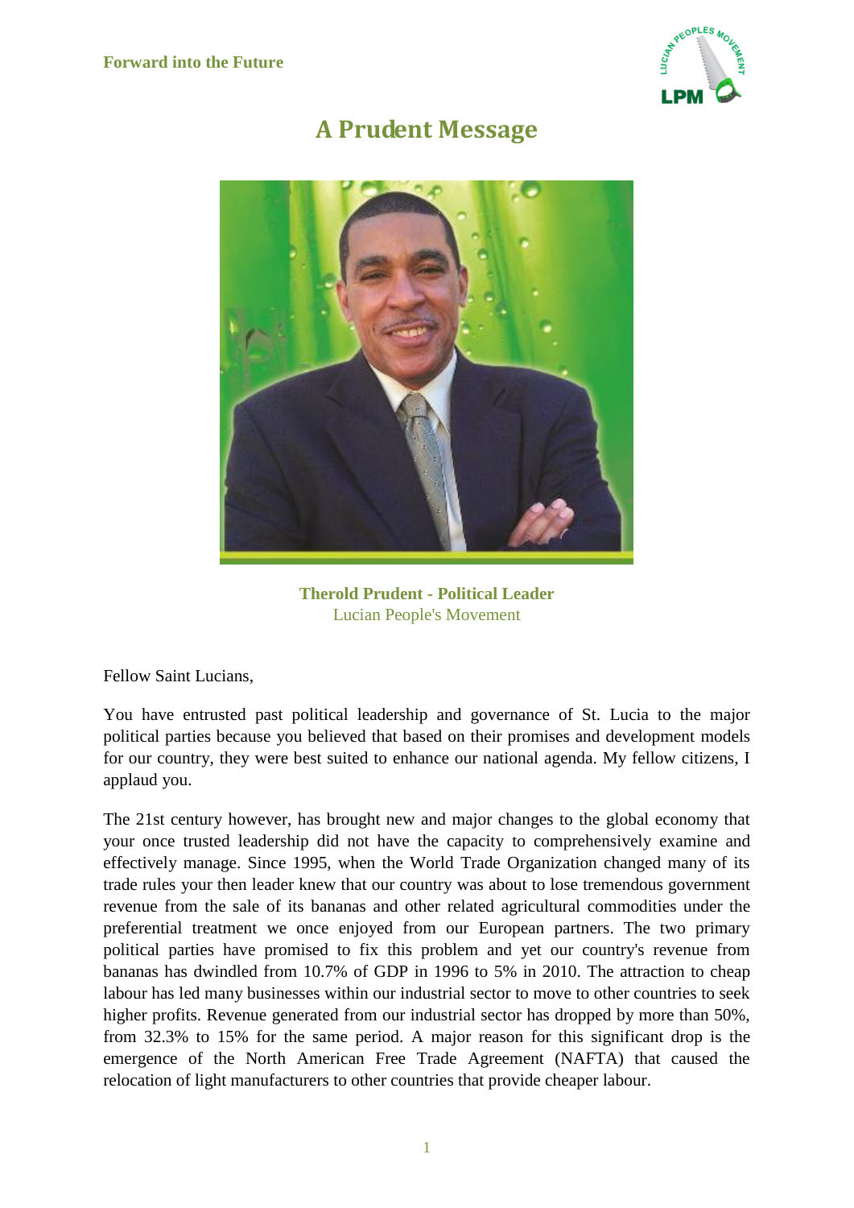Forward into the Future

# A Prudent Message

**Therold Prudent - Political Leader**
Lucian People's Movement

Fellow Saint Lucians,

You have entrusted past political leadership and governance of St. Lucia to the major political parties because you believed that based on their promises and development models for our country, they were best suited to enhance our national agenda. My fellow citizens, I applaud you.

The 21st century however, has brought new and major changes to the global economy that your once trusted leadership did not have the capacity to comprehensively examine and effectively manage. Since 1995, when the World Trade Organization changed many of its trade rules your then leader knew that our country was about to lose tremendous government revenue from the sale of its bananas and other related agricultural commodities under the preferential treatment we once enjoyed from our European partners. The two primary political parties have promised to fix this problem and yet our country's revenue from bananas has dwindled from 10.7% of GDP in 1996 to 5% in 2010. The attraction to cheap labour has led many businesses within our industrial sector to move to other countries to seek higher profits. Revenue generated from our industrial sector has dropped by more than 50%, from 32.3% to 15% for the same period. A major reason for this significant drop is the emergence of the North American Free Trade Agreement (NAFTA) that caused the relocation of light manufacturers to other countries that provide cheaper labour.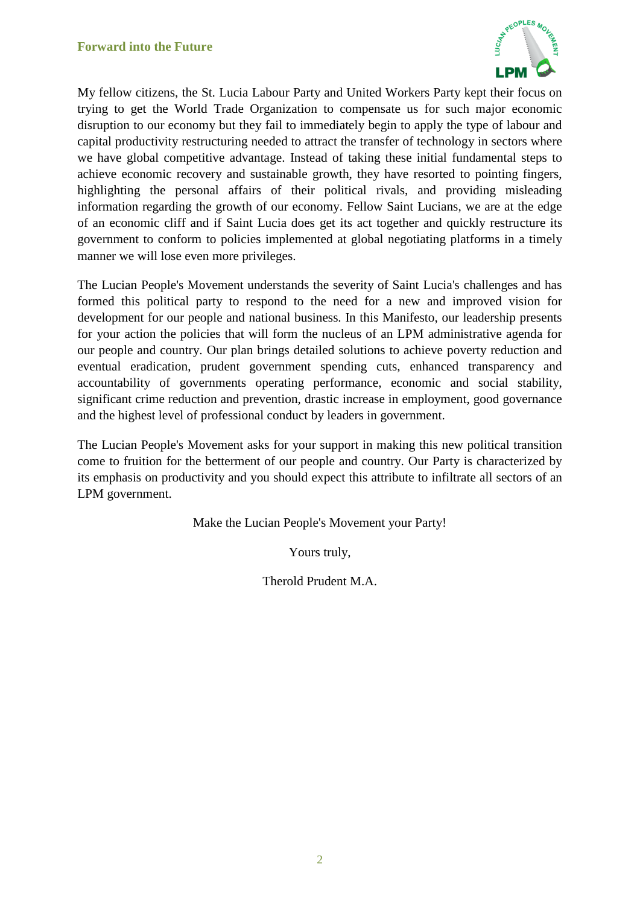My fellow citizens, the St. Lucia Labour Party and United Workers Party kept their focus on trying to get the World Trade Organization to compensate us for such major economic disruption to our economy but they fail to immediately begin to apply the type of labour and capital productivity restructuring needed to attract the transfer of technology in sectors where we have global competitive advantage. Instead of taking these initial fundamental steps to achieve economic recovery and sustainable growth, they have resorted to pointing fingers, highlighting the personal affairs of their political rivals, and providing misleading information regarding the growth of our economy. Fellow Saint Lucians, we are at the edge of an economic cliff and if Saint Lucia does get its act together and quickly restructure its government to conform to policies implemented at global negotiating platforms in a timely manner we will lose even more privileges.

The Lucian People's Movement understands the severity of Saint Lucia's challenges and has formed this political party to respond to the need for a new and improved vision for development for our people and national business. In this Manifesto, our leadership presents for your action the policies that will form the nucleus of an LPM administrative agenda for our people and country. Our plan brings detailed solutions to achieve poverty reduction and eventual eradication, prudent government spending cuts, enhanced transparency and accountability of governments operating performance, economic and social stability, significant crime reduction and prevention, drastic increase in employment, good governance and the highest level of professional conduct by leaders in government.

The Lucian People's Movement asks for your support in making this new political transition come to fruition for the betterment of our people and country. Our Party is characterized by its emphasis on productivity and you should expect this attribute to infiltrate all sectors of an LPM government.

Make the Lucian People's Movement your Party!

Yours truly,

Therold Prudent M.A.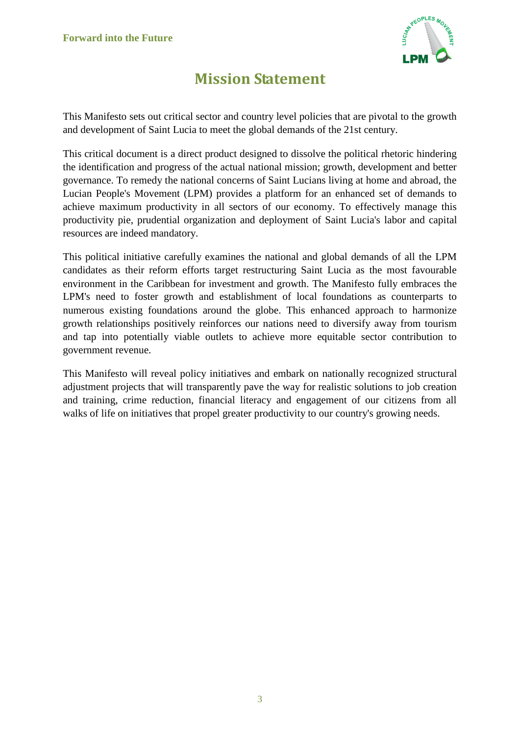# Mission Statement

This Manifesto sets out critical sector and country level policies that are pivotal to the growth and development of Saint Lucia to meet the global demands of the 21st century.

This critical document is a direct product designed to dissolve the political rhetoric hindering the identification and progress of the actual national mission; growth, development and better governance. To remedy the national concerns of Saint Lucians living at home and abroad, the Lucian People's Movement (LPM) provides a platform for an enhanced set of demands to achieve maximum productivity in all sectors of our economy. To effectively manage this productivity pie, prudential organization and deployment of Saint Lucia's labor and capital resources are indeed mandatory.

This political initiative carefully examines the national and global demands of all the LPM candidates as their reform efforts target restructuring Saint Lucia as the most favourable environment in the Caribbean for investment and growth. The Manifesto fully embraces the LPM's need to foster growth and establishment of local foundations as counterparts to numerous existing foundations around the globe. This enhanced approach to harmonize growth relationships positively reinforces our nations need to diversify away from tourism and tap into potentially viable outlets to achieve more equitable sector contribution to government revenue.

This Manifesto will reveal policy initiatives and embark on nationally recognized structural adjustment projects that will transparently pave the way for realistic solutions to job creation and training, crime reduction, financial literacy and engagement of our citizens from all walks of life on initiatives that propel greater productivity to our country's growing needs.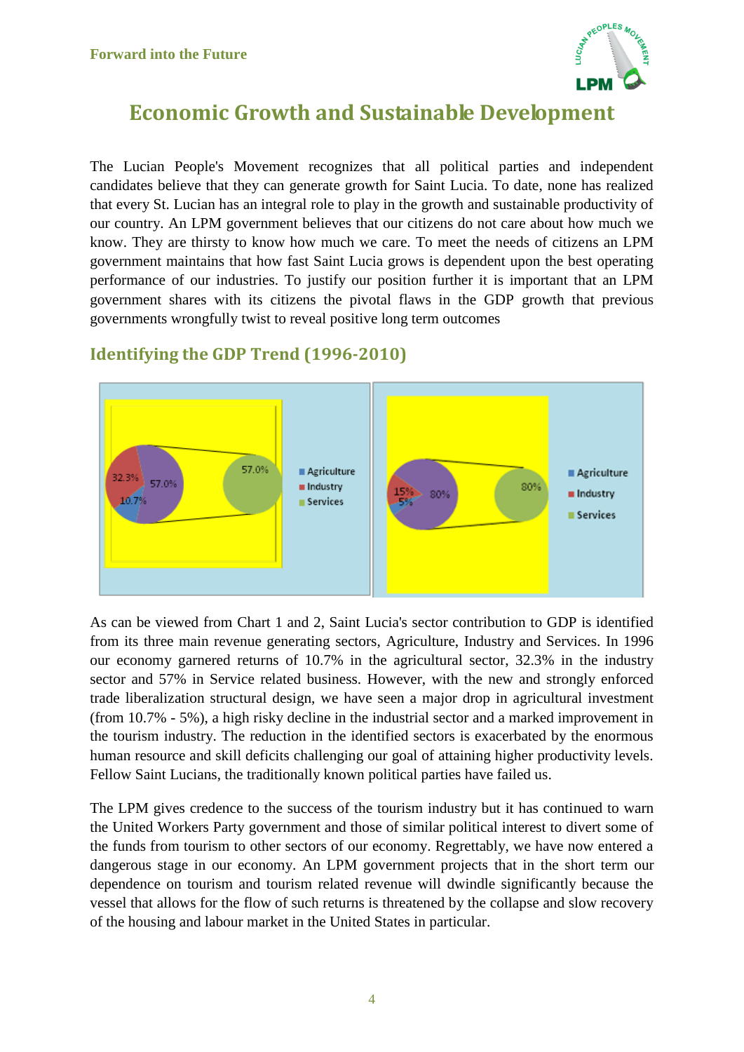# Economic Growth and Sustainable Development

The Lucian People's Movement recognizes that all political parties and independent candidates believe that they can generate growth for Saint Lucia. To date, none has realized that every St. Lucian has an integral role to play in the growth and sustainable productivity of our country. An LPM government believes that our citizens do not care about how much we know. They are thirsty to know how much we care. To meet the needs of citizens an LPM government maintains that how fast Saint Lucia grows is dependent upon the best operating performance of our industries. To justify our position further it is important that an LPM government shares with its citizens the pivotal flaws in the GDP growth that previous governments wrongfully twist to reveal positive long term outcomes

## Identifying the GDP Trend (1996-2010)

As can be viewed from Chart 1 and 2, Saint Lucia's sector contribution to GDP is identified from its three main revenue generating sectors, Agriculture, Industry and Services. In 1996 our economy garnered returns of 10.7% in the agricultural sector, 32.3% in the industry sector and 57% in Service related business. However, with the new and strongly enforced trade liberalization structural design, we have seen a major drop in agricultural investment (from 10.7% - 5%), a high risky decline in the industrial sector and a marked improvement in the tourism industry. The reduction in the identified sectors is exacerbated by the enormous human resource and skill deficits challenging our goal of attaining higher productivity levels. Fellow Saint Lucians, the traditionally known political parties have failed us.

The LPM gives credence to the success of the tourism industry but it has continued to warn the United Workers Party government and those of similar political interest to divert some of the funds from tourism to other sectors of our economy. Regrettably, we have now entered a dangerous stage in our economy. An LPM government projects that in the short term our dependence on tourism and tourism related revenue will dwindle significantly because the vessel that allows for the flow of such returns is threatened by the collapse and slow recovery of the housing and labour market in the United States in particular.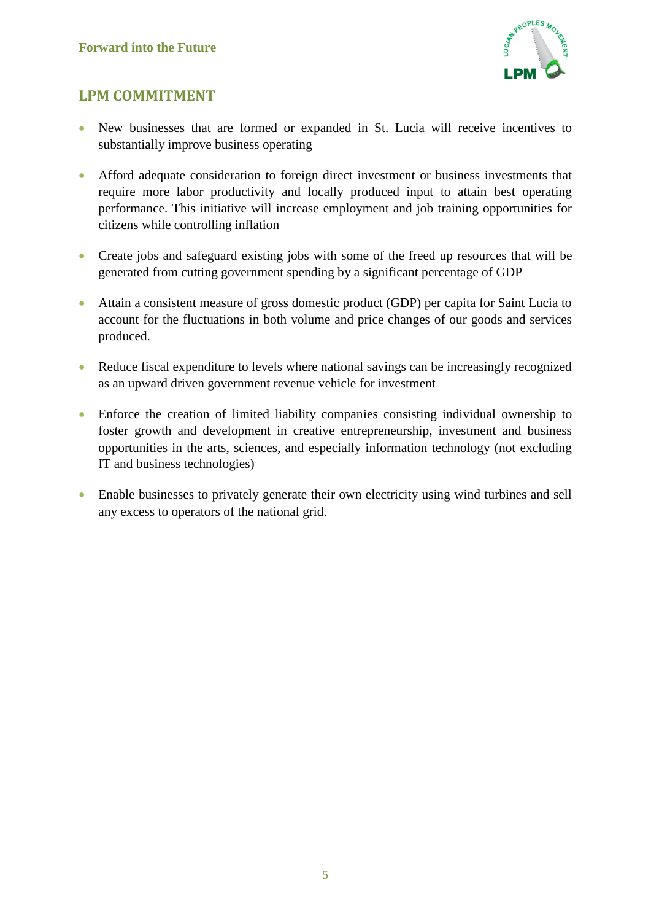## LPM COMMITMENT

- New businesses that are formed or expanded in St. Lucia will receive incentives to substantially improve business operating
- Afford adequate consideration to foreign direct investment or business investments that require more labor productivity and locally produced input to attain best operating performance. This initiative will increase employment and job training opportunities for citizens while controlling inflation
- Create jobs and safeguard existing jobs with some of the freed up resources that will be generated from cutting government spending by a significant percentage of GDP
- Attain a consistent measure of gross domestic product (GDP) per capita for Saint Lucia to account for the fluctuations in both volume and price changes of our goods and services produced.
- Reduce fiscal expenditure to levels where national savings can be increasingly recognized as an upward driven government revenue vehicle for investment
- Enforce the creation of limited liability companies consisting individual ownership to foster growth and development in creative entrepreneurship, investment and business opportunities in the arts, sciences, and especially information technology (not excluding IT and business technologies)
- Enable businesses to privately generate their own electricity using wind turbines and sell any excess to operators of the national grid.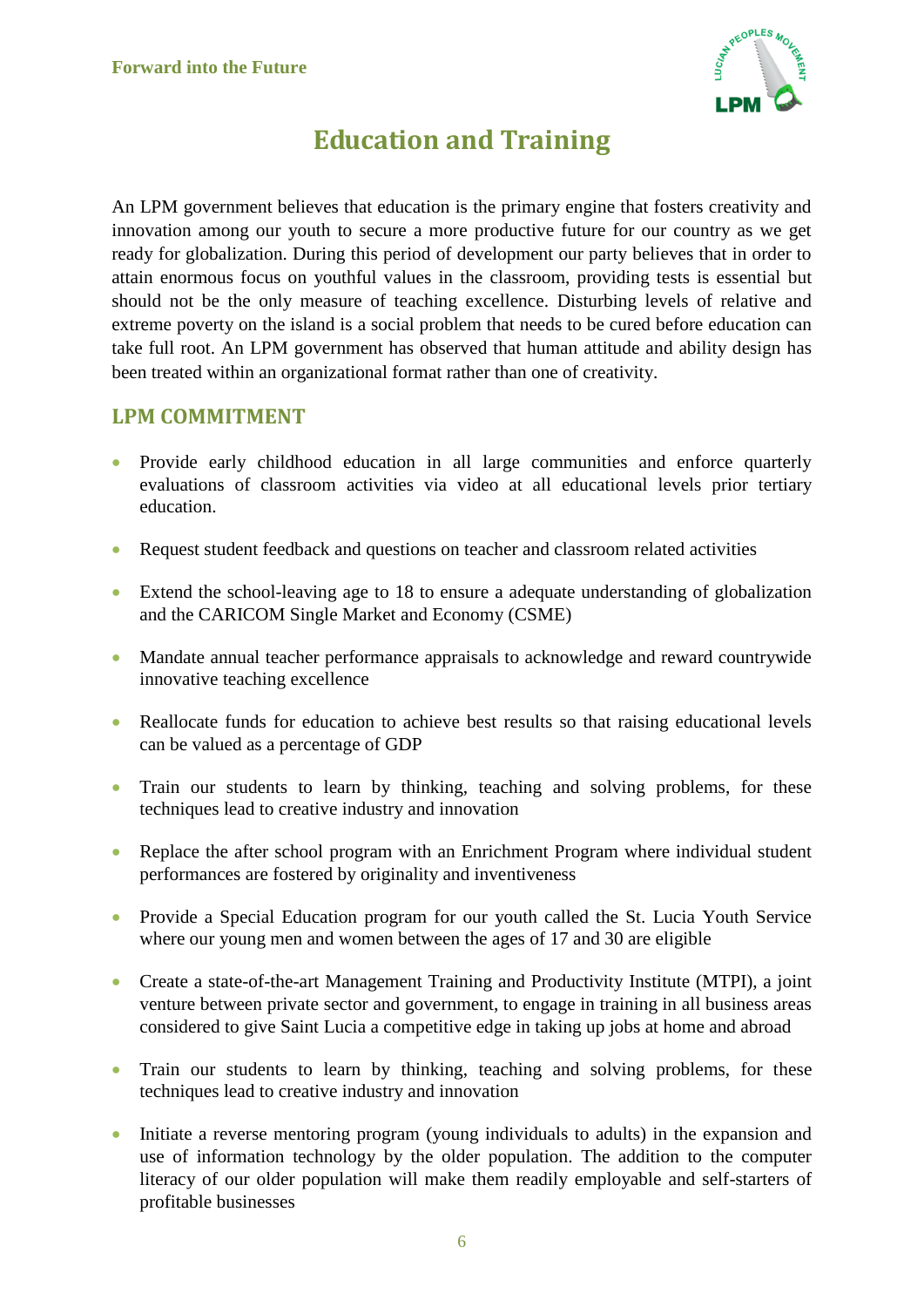# Education and Training

An LPM government believes that education is the primary engine that fosters creativity and innovation among our youth to secure a more productive future for our country as we get ready for globalization. During this period of development our party believes that in order to attain enormous focus on youthful values in the classroom, providing tests is essential but should not be the only measure of teaching excellence. Disturbing levels of relative and extreme poverty on the island is a social problem that needs to be cured before education can take full root. An LPM government has observed that human attitude and ability design has been treated within an organizational format rather than one of creativity.

## LPM COMMITMENT

- Provide early childhood education in all large communities and enforce quarterly evaluations of classroom activities via video at all educational levels prior tertiary education.
- Request student feedback and questions on teacher and classroom related activities
- Extend the school-leaving age to 18 to ensure a adequate understanding of globalization and the CARICOM Single Market and Economy (CSME)
- Mandate annual teacher performance appraisals to acknowledge and reward countrywide innovative teaching excellence
- Reallocate funds for education to achieve best results so that raising educational levels can be valued as a percentage of GDP
- Train our students to learn by thinking, teaching and solving problems, for these techniques lead to creative industry and innovation
- Replace the after school program with an Enrichment Program where individual student performances are fostered by originality and inventiveness
- Provide a Special Education program for our youth called the St. Lucia Youth Service where our young men and women between the ages of 17 and 30 are eligible
- Create a state-of-the-art Management Training and Productivity Institute (MTPI), a joint venture between private sector and government, to engage in training in all business areas considered to give Saint Lucia a competitive edge in taking up jobs at home and abroad
- Train our students to learn by thinking, teaching and solving problems, for these techniques lead to creative industry and innovation
- Initiate a reverse mentoring program (young individuals to adults) in the expansion and use of information technology by the older population. The addition to the computer literacy of our older population will make them readily employable and self-starters of profitable businesses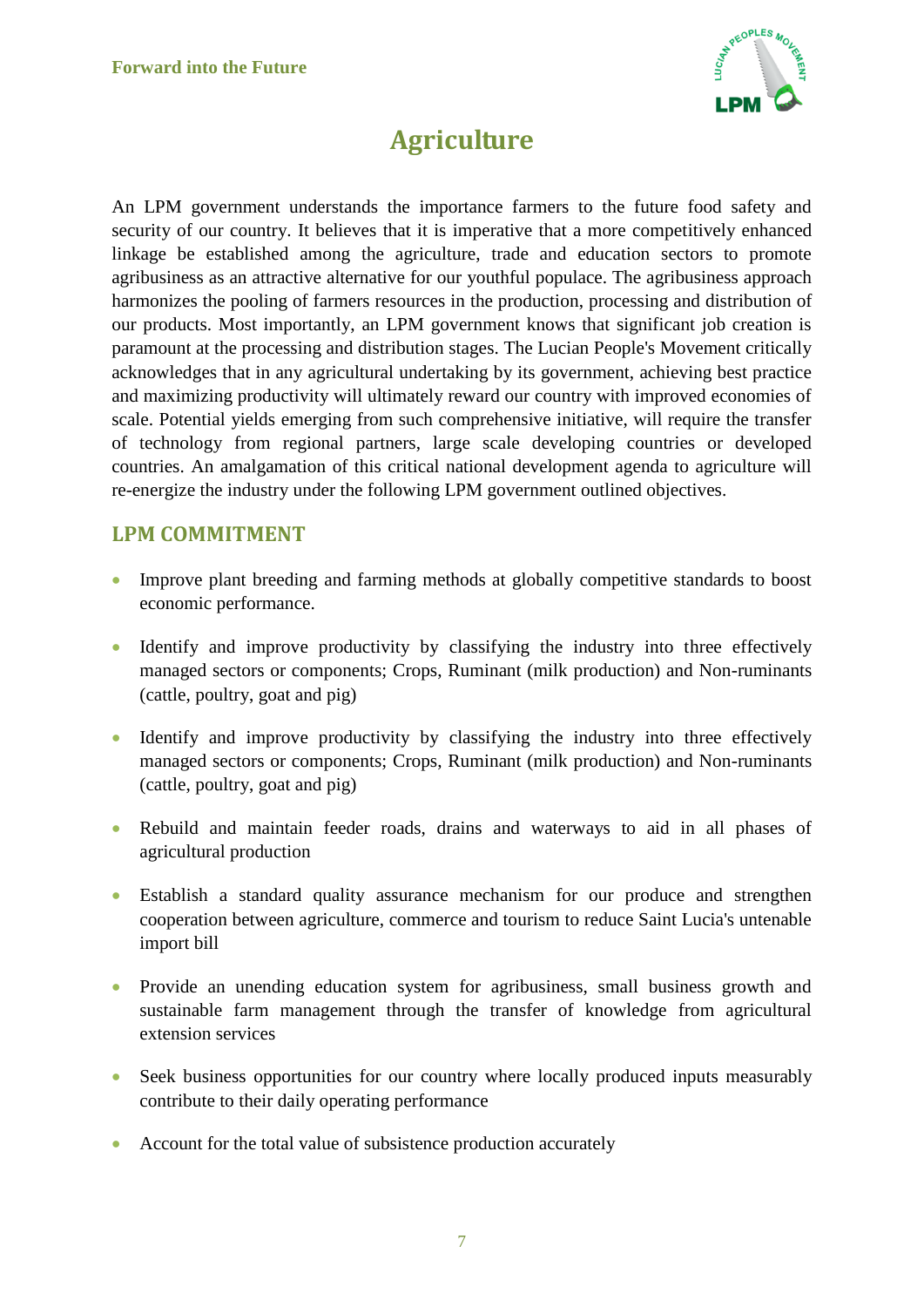# Agriculture

An LPM government understands the importance farmers to the future food safety and security of our country. It believes that it is imperative that a more competitively enhanced linkage be established among the agriculture, trade and education sectors to promote agribusiness as an attractive alternative for our youthful populace. The agribusiness approach harmonizes the pooling of farmers resources in the production, processing and distribution of our products. Most importantly, an LPM government knows that significant job creation is paramount at the processing and distribution stages. The Lucian People's Movement critically acknowledges that in any agricultural undertaking by its government, achieving best practice and maximizing productivity will ultimately reward our country with improved economies of scale. Potential yields emerging from such comprehensive initiative, will require the transfer of technology from regional partners, large scale developing countries or developed countries. An amalgamation of this critical national development agenda to agriculture will re-energize the industry under the following LPM government outlined objectives.

## LPM COMMITMENT

- Improve plant breeding and farming methods at globally competitive standards to boost economic performance.
- Identify and improve productivity by classifying the industry into three effectively managed sectors or components; Crops, Ruminant (milk production) and Non-ruminants (cattle, poultry, goat and pig)
- Identify and improve productivity by classifying the industry into three effectively managed sectors or components; Crops, Ruminant (milk production) and Non-ruminants (cattle, poultry, goat and pig)
- Rebuild and maintain feeder roads, drains and waterways to aid in all phases of agricultural production
- Establish a standard quality assurance mechanism for our produce and strengthen cooperation between agriculture, commerce and tourism to reduce Saint Lucia's untenable import bill
- Provide an unending education system for agribusiness, small business growth and sustainable farm management through the transfer of knowledge from agricultural extension services
- Seek business opportunities for our country where locally produced inputs measurably contribute to their daily operating performance
- Account for the total value of subsistence production accurately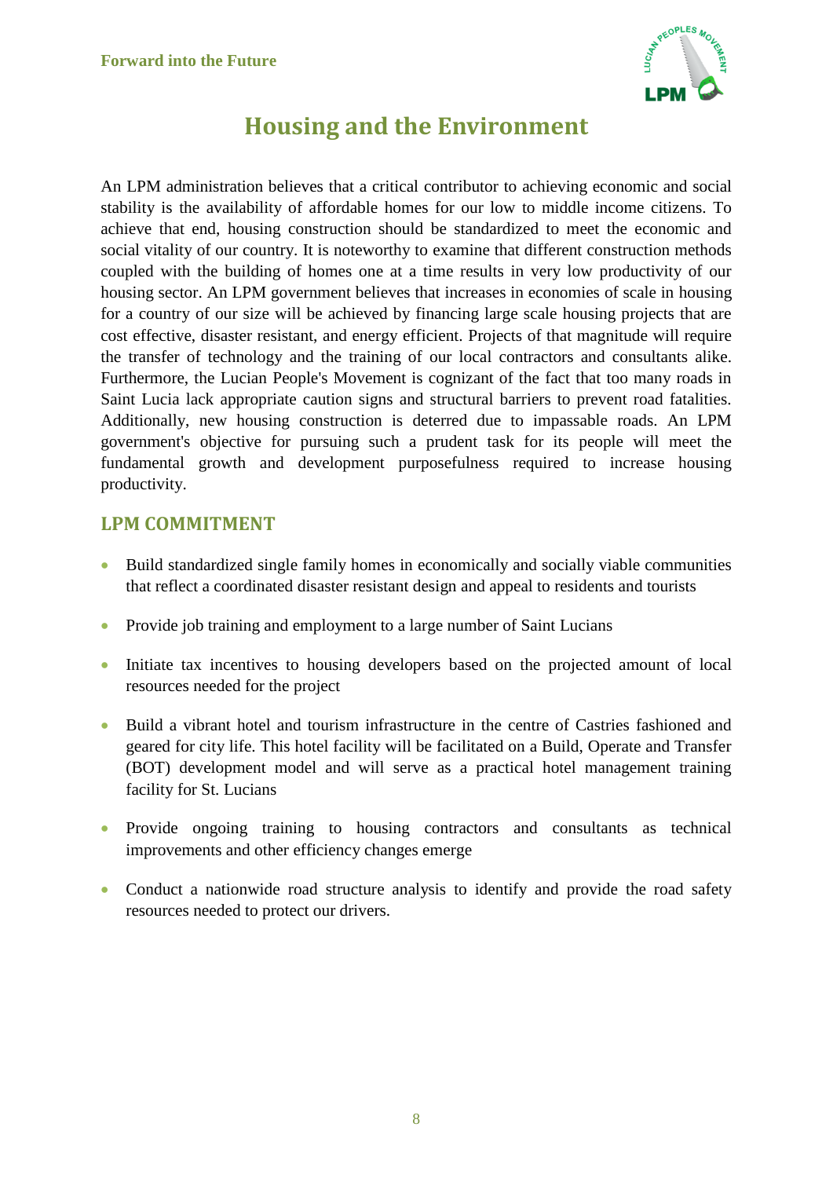# Housing and the Environment

An LPM administration believes that a critical contributor to achieving economic and social stability is the availability of affordable homes for our low to middle income citizens. To achieve that end, housing construction should be standardized to meet the economic and social vitality of our country. It is noteworthy to examine that different construction methods coupled with the building of homes one at a time results in very low productivity of our housing sector. An LPM government believes that increases in economies of scale in housing for a country of our size will be achieved by financing large scale housing projects that are cost effective, disaster resistant, and energy efficient. Projects of that magnitude will require the transfer of technology and the training of our local contractors and consultants alike. Furthermore, the Lucian People's Movement is cognizant of the fact that too many roads in Saint Lucia lack appropriate caution signs and structural barriers to prevent road fatalities. Additionally, new housing construction is deterred due to impassable roads. An LPM government's objective for pursuing such a prudent task for its people will meet the fundamental growth and development purposefulness required to increase housing productivity.

## LPM COMMITMENT

- Build standardized single family homes in economically and socially viable communities that reflect a coordinated disaster resistant design and appeal to residents and tourists
- Provide job training and employment to a large number of Saint Lucians
- Initiate tax incentives to housing developers based on the projected amount of local resources needed for the project
- Build a vibrant hotel and tourism infrastructure in the centre of Castries fashioned and geared for city life. This hotel facility will be facilitated on a Build, Operate and Transfer (BOT) development model and will serve as a practical hotel management training facility for St. Lucians
- Provide ongoing training to housing contractors and consultants as technical improvements and other efficiency changes emerge
- Conduct a nationwide road structure analysis to identify and provide the road safety resources needed to protect our drivers.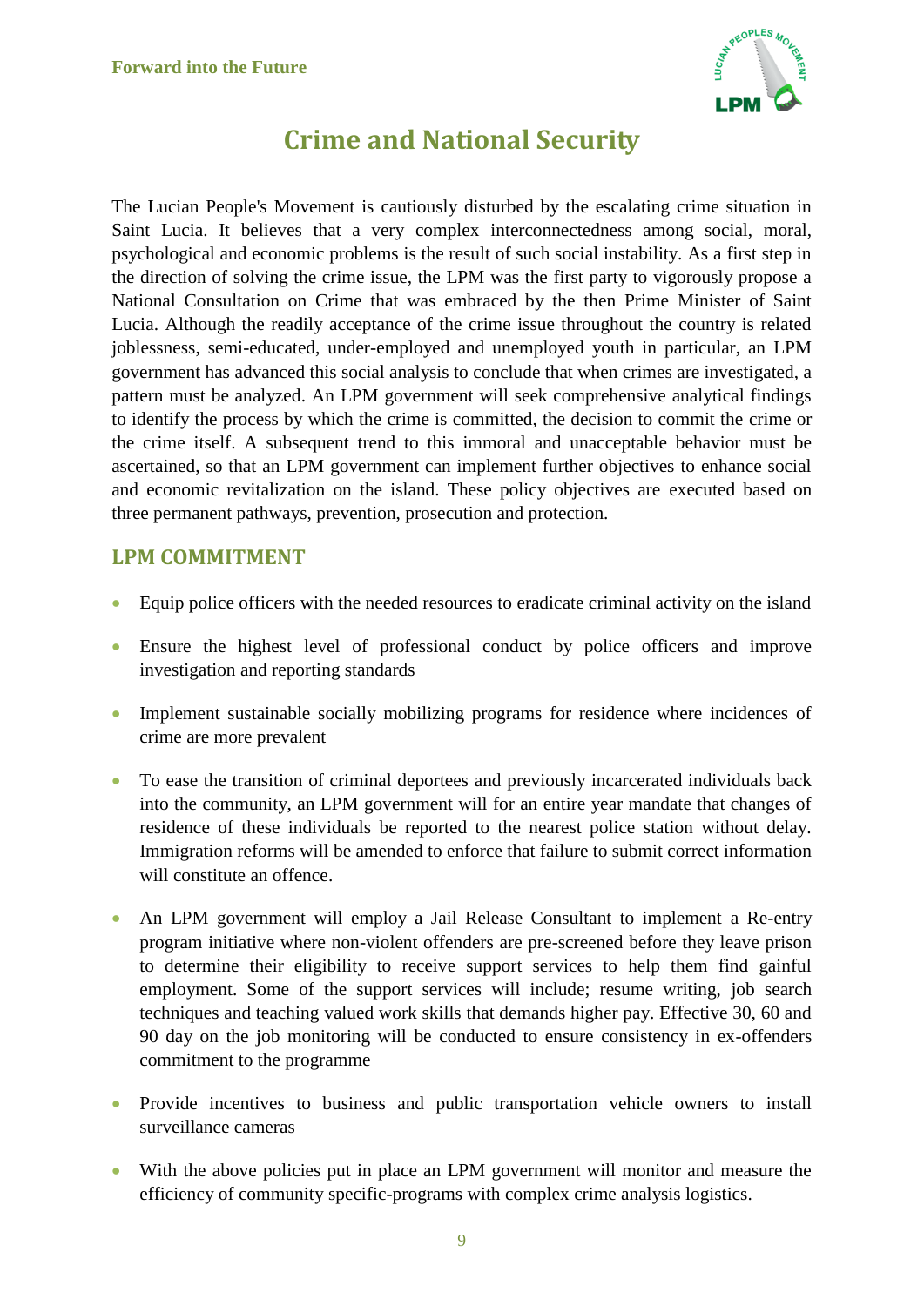# Crime and National Security

The Lucian People's Movement is cautiously disturbed by the escalating crime situation in Saint Lucia. It believes that a very complex interconnectedness among social, moral, psychological and economic problems is the result of such social instability. As a first step in the direction of solving the crime issue, the LPM was the first party to vigorously propose a National Consultation on Crime that was embraced by the then Prime Minister of Saint Lucia. Although the readily acceptance of the crime issue throughout the country is related joblessness, semi-educated, under-employed and unemployed youth in particular, an LPM government has advanced this social analysis to conclude that when crimes are investigated, a pattern must be analyzed. An LPM government will seek comprehensive analytical findings to identify the process by which the crime is committed, the decision to commit the crime or the crime itself. A subsequent trend to this immoral and unacceptable behavior must be ascertained, so that an LPM government can implement further objectives to enhance social and economic revitalization on the island. These policy objectives are executed based on three permanent pathways, prevention, prosecution and protection.

## LPM COMMITMENT

- Equip police officers with the needed resources to eradicate criminal activity on the island
- Ensure the highest level of professional conduct by police officers and improve investigation and reporting standards
- Implement sustainable socially mobilizing programs for residence where incidences of crime are more prevalent
- To ease the transition of criminal deportees and previously incarcerated individuals back into the community, an LPM government will for an entire year mandate that changes of residence of these individuals be reported to the nearest police station without delay. Immigration reforms will be amended to enforce that failure to submit correct information will constitute an offence.
- An LPM government will employ a Jail Release Consultant to implement a Re-entry program initiative where non-violent offenders are pre-screened before they leave prison to determine their eligibility to receive support services to help them find gainful employment. Some of the support services will include; resume writing, job search techniques and teaching valued work skills that demands higher pay. Effective 30, 60 and 90 day on the job monitoring will be conducted to ensure consistency in ex-offenders commitment to the programme
- Provide incentives to business and public transportation vehicle owners to install surveillance cameras
- With the above policies put in place an LPM government will monitor and measure the efficiency of community specific-programs with complex crime analysis logistics.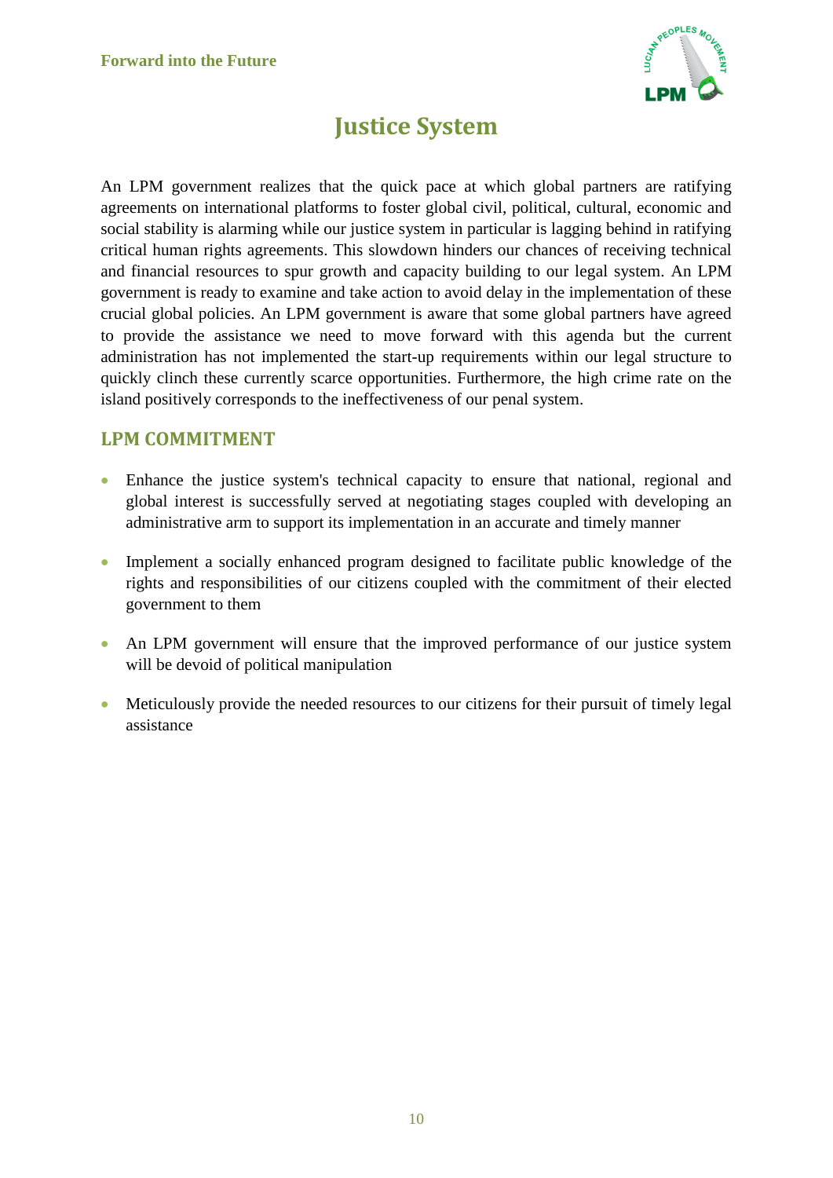# Justice System

An LPM government realizes that the quick pace at which global partners are ratifying agreements on international platforms to foster global civil, political, cultural, economic and social stability is alarming while our justice system in particular is lagging behind in ratifying critical human rights agreements. This slowdown hinders our chances of receiving technical and financial resources to spur growth and capacity building to our legal system. An LPM government is ready to examine and take action to avoid delay in the implementation of these crucial global policies. An LPM government is aware that some global partners have agreed to provide the assistance we need to move forward with this agenda but the current administration has not implemented the start-up requirements within our legal structure to quickly clinch these currently scarce opportunities. Furthermore, the high crime rate on the island positively corresponds to the ineffectiveness of our penal system.

## LPM COMMITMENT

- Enhance the justice system's technical capacity to ensure that national, regional and global interest is successfully served at negotiating stages coupled with developing an administrative arm to support its implementation in an accurate and timely manner
- Implement a socially enhanced program designed to facilitate public knowledge of the rights and responsibilities of our citizens coupled with the commitment of their elected government to them
- An LPM government will ensure that the improved performance of our justice system will be devoid of political manipulation
- Meticulously provide the needed resources to our citizens for their pursuit of timely legal assistance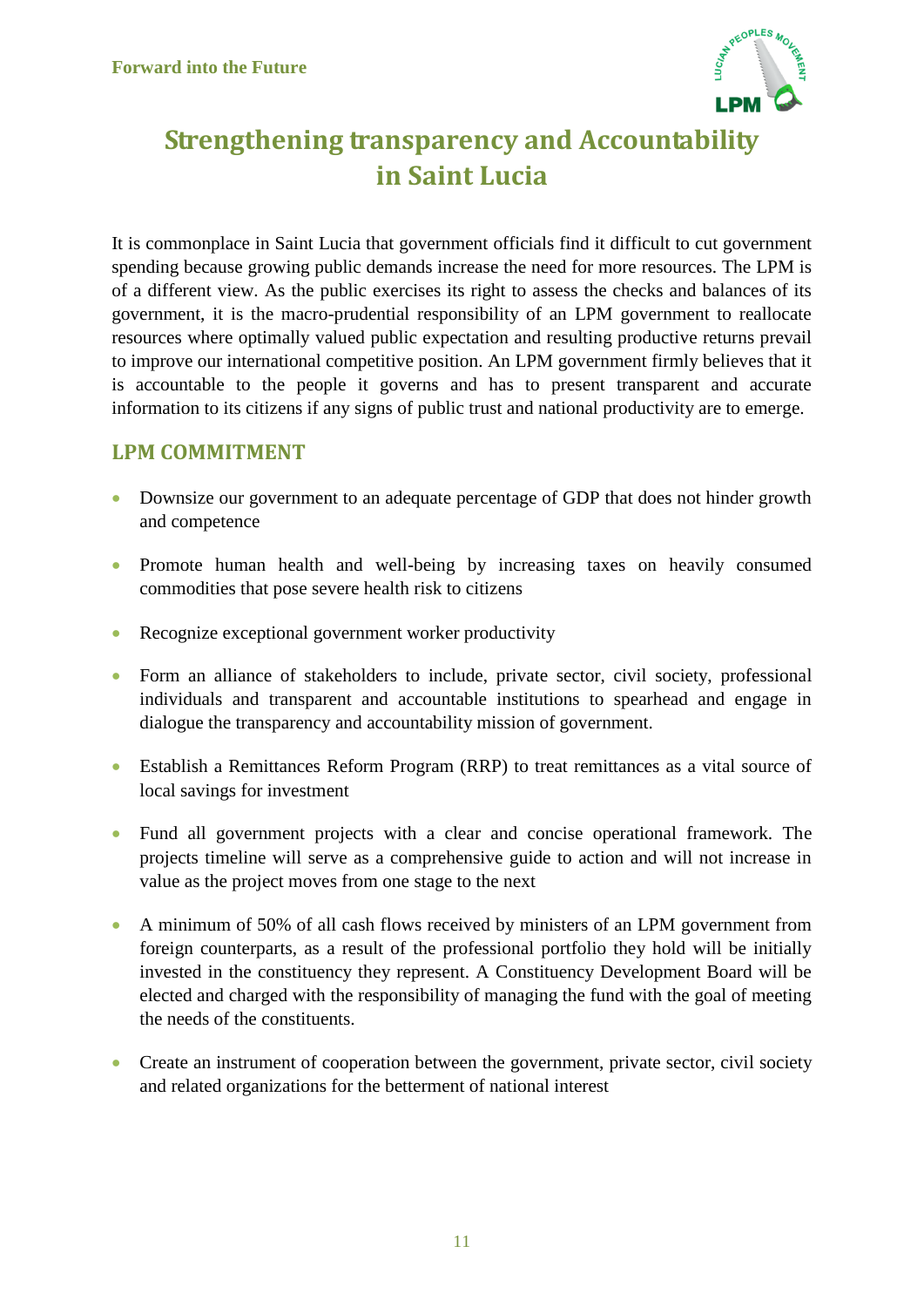# Strengthening transparency and Accountability in Saint Lucia

It is commonplace in Saint Lucia that government officials find it difficult to cut government spending because growing public demands increase the need for more resources. The LPM is of a different view. As the public exercises its right to assess the checks and balances of its government, it is the macro-prudential responsibility of an LPM government to reallocate resources where optimally valued public expectation and resulting productive returns prevail to improve our international competitive position. An LPM government firmly believes that it is accountable to the people it governs and has to present transparent and accurate information to its citizens if any signs of public trust and national productivity are to emerge.

## LPM COMMITMENT

- Downsize our government to an adequate percentage of GDP that does not hinder growth and competence
- Promote human health and well-being by increasing taxes on heavily consumed commodities that pose severe health risk to citizens
- Recognize exceptional government worker productivity
- Form an alliance of stakeholders to include, private sector, civil society, professional individuals and transparent and accountable institutions to spearhead and engage in dialogue the transparency and accountability mission of government.
- Establish a Remittances Reform Program (RRP) to treat remittances as a vital source of local savings for investment
- Fund all government projects with a clear and concise operational framework. The projects timeline will serve as a comprehensive guide to action and will not increase in value as the project moves from one stage to the next
- A minimum of 50% of all cash flows received by ministers of an LPM government from foreign counterparts, as a result of the professional portfolio they hold will be initially invested in the constituency they represent. A Constituency Development Board will be elected and charged with the responsibility of managing the fund with the goal of meeting the needs of the constituents.
- Create an instrument of cooperation between the government, private sector, civil society and related organizations for the betterment of national interest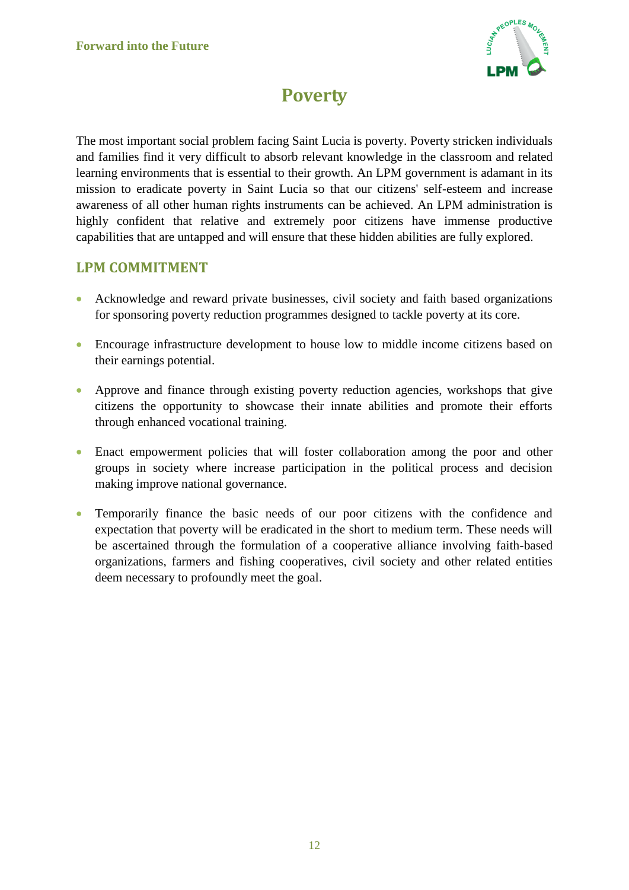# Poverty

The most important social problem facing Saint Lucia is poverty. Poverty stricken individuals and families find it very difficult to absorb relevant knowledge in the classroom and related learning environments that is essential to their growth. An LPM government is adamant in its mission to eradicate poverty in Saint Lucia so that our citizens' self-esteem and increase awareness of all other human rights instruments can be achieved. An LPM administration is highly confident that relative and extremely poor citizens have immense productive capabilities that are untapped and will ensure that these hidden abilities are fully explored.

## LPM COMMITMENT

- Acknowledge and reward private businesses, civil society and faith based organizations for sponsoring poverty reduction programmes designed to tackle poverty at its core.
- Encourage infrastructure development to house low to middle income citizens based on their earnings potential.
- Approve and finance through existing poverty reduction agencies, workshops that give citizens the opportunity to showcase their innate abilities and promote their efforts through enhanced vocational training.
- Enact empowerment policies that will foster collaboration among the poor and other groups in society where increase participation in the political process and decision making improve national governance.
- Temporarily finance the basic needs of our poor citizens with the confidence and expectation that poverty will be eradicated in the short to medium term. These needs will be ascertained through the formulation of a cooperative alliance involving faith-based organizations, farmers and fishing cooperatives, civil society and other related entities deem necessary to profoundly meet the goal.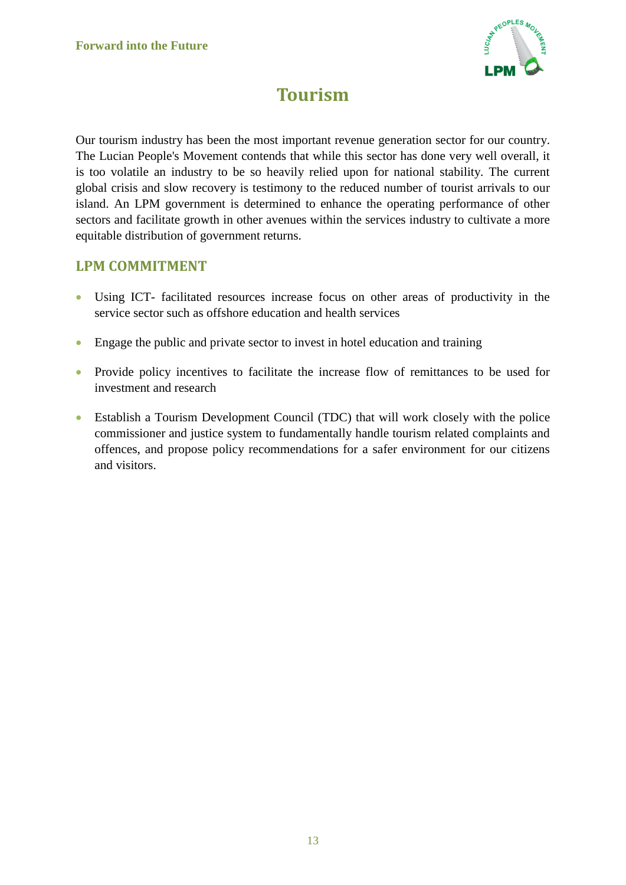# Tourism

Our tourism industry has been the most important revenue generation sector for our country. The Lucian People's Movement contends that while this sector has done very well overall, it is too volatile an industry to be so heavily relied upon for national stability. The current global crisis and slow recovery is testimony to the reduced number of tourist arrivals to our island. An LPM government is determined to enhance the operating performance of other sectors and facilitate growth in other avenues within the services industry to cultivate a more equitable distribution of government returns.

## LPM COMMITMENT

- Using ICT- facilitated resources increase focus on other areas of productivity in the service sector such as offshore education and health services
- Engage the public and private sector to invest in hotel education and training
- Provide policy incentives to facilitate the increase flow of remittances to be used for investment and research
- Establish a Tourism Development Council (TDC) that will work closely with the police commissioner and justice system to fundamentally handle tourism related complaints and offences, and propose policy recommendations for a safer environment for our citizens and visitors.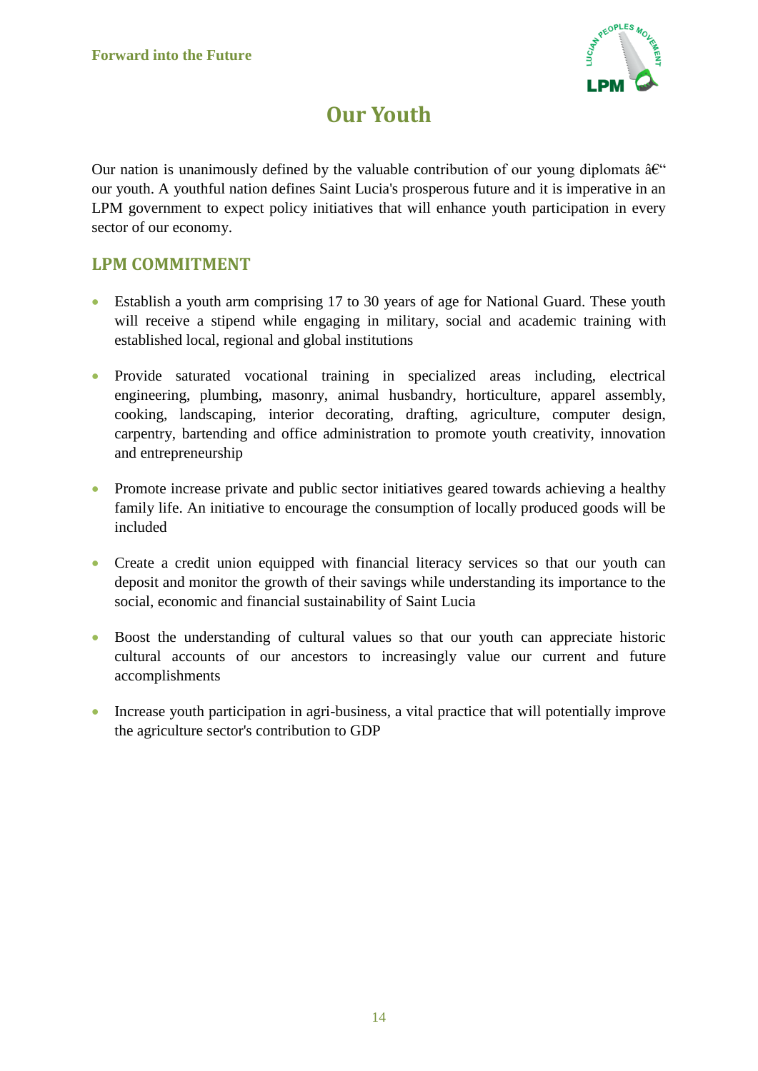# Our Youth

Our nation is unanimously defined by the valuable contribution of our young diplomats â€" our youth. A youthful nation defines Saint Lucia's prosperous future and it is imperative in an LPM government to expect policy initiatives that will enhance youth participation in every sector of our economy.

## LPM COMMITMENT

- Establish a youth arm comprising 17 to 30 years of age for National Guard. These youth will receive a stipend while engaging in military, social and academic training with established local, regional and global institutions
- Provide saturated vocational training in specialized areas including, electrical engineering, plumbing, masonry, animal husbandry, horticulture, apparel assembly, cooking, landscaping, interior decorating, drafting, agriculture, computer design, carpentry, bartending and office administration to promote youth creativity, innovation and entrepreneurship
- Promote increase private and public sector initiatives geared towards achieving a healthy family life. An initiative to encourage the consumption of locally produced goods will be included
- Create a credit union equipped with financial literacy services so that our youth can deposit and monitor the growth of their savings while understanding its importance to the social, economic and financial sustainability of Saint Lucia
- Boost the understanding of cultural values so that our youth can appreciate historic cultural accounts of our ancestors to increasingly value our current and future accomplishments
- Increase youth participation in agri-business, a vital practice that will potentially improve the agriculture sector's contribution to GDP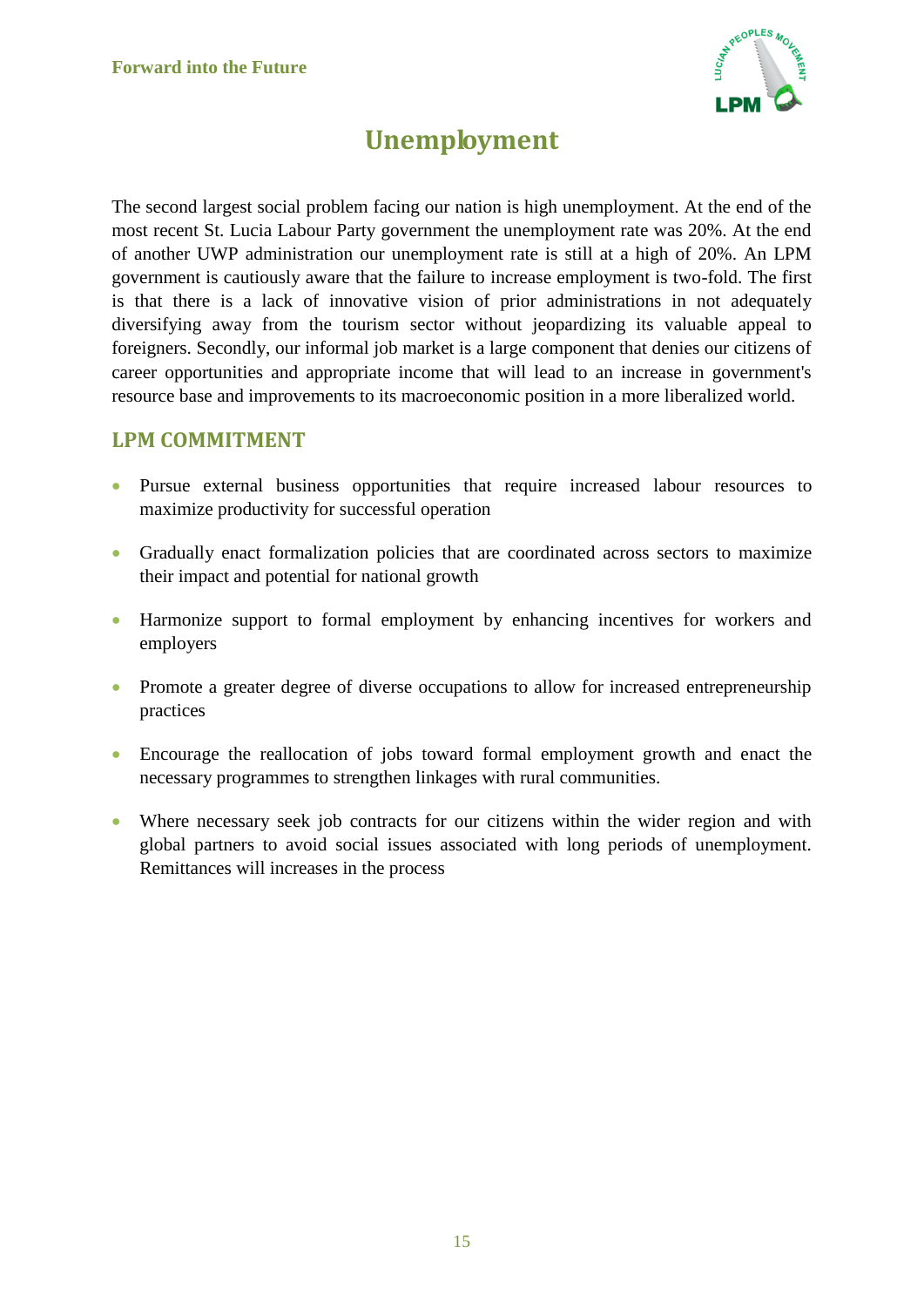# Unemployment

The second largest social problem facing our nation is high unemployment. At the end of the most recent St. Lucia Labour Party government the unemployment rate was 20%. At the end of another UWP administration our unemployment rate is still at a high of 20%. An LPM government is cautiously aware that the failure to increase employment is two-fold. The first is that there is a lack of innovative vision of prior administrations in not adequately diversifying away from the tourism sector without jeopardizing its valuable appeal to foreigners. Secondly, our informal job market is a large component that denies our citizens of career opportunities and appropriate income that will lead to an increase in government's resource base and improvements to its macroeconomic position in a more liberalized world.

## LPM COMMITMENT

- Pursue external business opportunities that require increased labour resources to maximize productivity for successful operation
- Gradually enact formalization policies that are coordinated across sectors to maximize their impact and potential for national growth
- Harmonize support to formal employment by enhancing incentives for workers and employers
- Promote a greater degree of diverse occupations to allow for increased entrepreneurship practices
- Encourage the reallocation of jobs toward formal employment growth and enact the necessary programmes to strengthen linkages with rural communities.
- Where necessary seek job contracts for our citizens within the wider region and with global partners to avoid social issues associated with long periods of unemployment. Remittances will increases in the process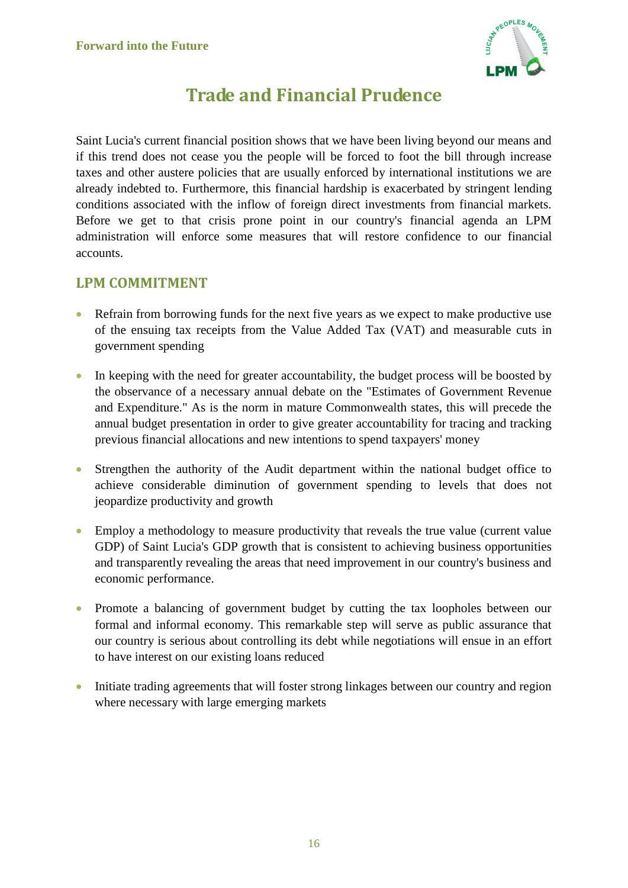# Trade and Financial Prudence

Saint Lucia's current financial position shows that we have been living beyond our means and if this trend does not cease you the people will be forced to foot the bill through increase taxes and other austere policies that are usually enforced by international institutions we are already indebted to. Furthermore, this financial hardship is exacerbated by stringent lending conditions associated with the inflow of foreign direct investments from financial markets. Before we get to that crisis prone point in our country's financial agenda an LPM administration will enforce some measures that will restore confidence to our financial accounts.

## LPM COMMITMENT

- Refrain from borrowing funds for the next five years as we expect to make productive use of the ensuing tax receipts from the Value Added Tax (VAT) and measurable cuts in government spending
- In keeping with the need for greater accountability, the budget process will be boosted by the observance of a necessary annual debate on the "Estimates of Government Revenue and Expenditure." As is the norm in mature Commonwealth states, this will precede the annual budget presentation in order to give greater accountability for tracing and tracking previous financial allocations and new intentions to spend taxpayers' money
- Strengthen the authority of the Audit department within the national budget office to achieve considerable diminution of government spending to levels that does not jeopardize productivity and growth
- Employ a methodology to measure productivity that reveals the true value (current value GDP) of Saint Lucia's GDP growth that is consistent to achieving business opportunities and transparently revealing the areas that need improvement in our country's business and economic performance.
- Promote a balancing of government budget by cutting the tax loopholes between our formal and informal economy. This remarkable step will serve as public assurance that our country is serious about controlling its debt while negotiations will ensue in an effort to have interest on our existing loans reduced
- Initiate trading agreements that will foster strong linkages between our country and region where necessary with large emerging markets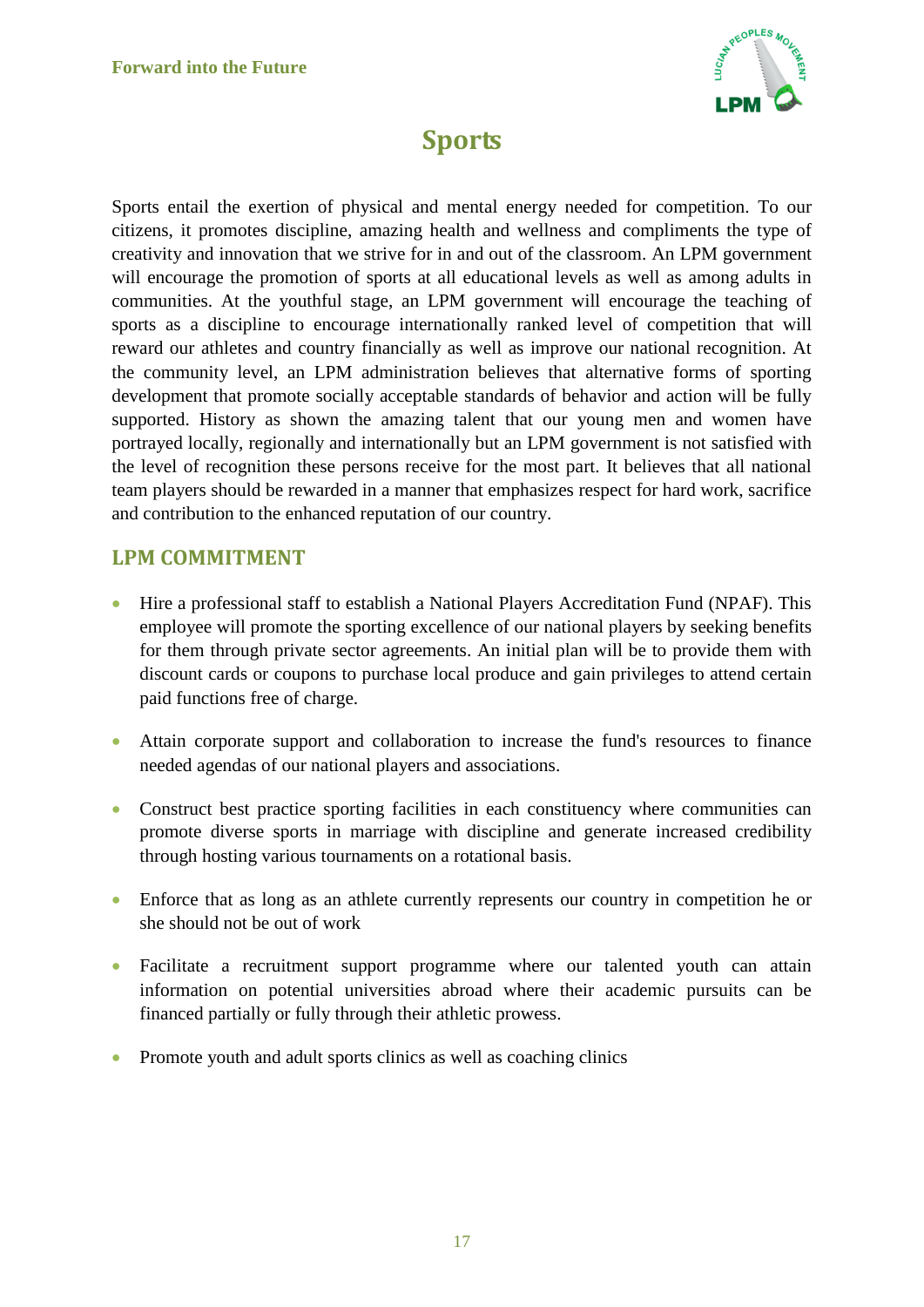# Sports

Sports entail the exertion of physical and mental energy needed for competition. To our citizens, it promotes discipline, amazing health and wellness and compliments the type of creativity and innovation that we strive for in and out of the classroom. An LPM government will encourage the promotion of sports at all educational levels as well as among adults in communities. At the youthful stage, an LPM government will encourage the teaching of sports as a discipline to encourage internationally ranked level of competition that will reward our athletes and country financially as well as improve our national recognition. At the community level, an LPM administration believes that alternative forms of sporting development that promote socially acceptable standards of behavior and action will be fully supported. History as shown the amazing talent that our young men and women have portrayed locally, regionally and internationally but an LPM government is not satisfied with the level of recognition these persons receive for the most part. It believes that all national team players should be rewarded in a manner that emphasizes respect for hard work, sacrifice and contribution to the enhanced reputation of our country.

## LPM COMMITMENT

- Hire a professional staff to establish a National Players Accreditation Fund (NPAF). This employee will promote the sporting excellence of our national players by seeking benefits for them through private sector agreements. An initial plan will be to provide them with discount cards or coupons to purchase local produce and gain privileges to attend certain paid functions free of charge.

- Attain corporate support and collaboration to increase the fund's resources to finance needed agendas of our national players and associations.

- Construct best practice sporting facilities in each constituency where communities can promote diverse sports in marriage with discipline and generate increased credibility through hosting various tournaments on a rotational basis.

- Enforce that as long as an athlete currently represents our country in competition he or she should not be out of work

- Facilitate a recruitment support programme where our talented youth can attain information on potential universities abroad where their academic pursuits can be financed partially or fully through their athletic prowess.

- Promote youth and adult sports clinics as well as coaching clinics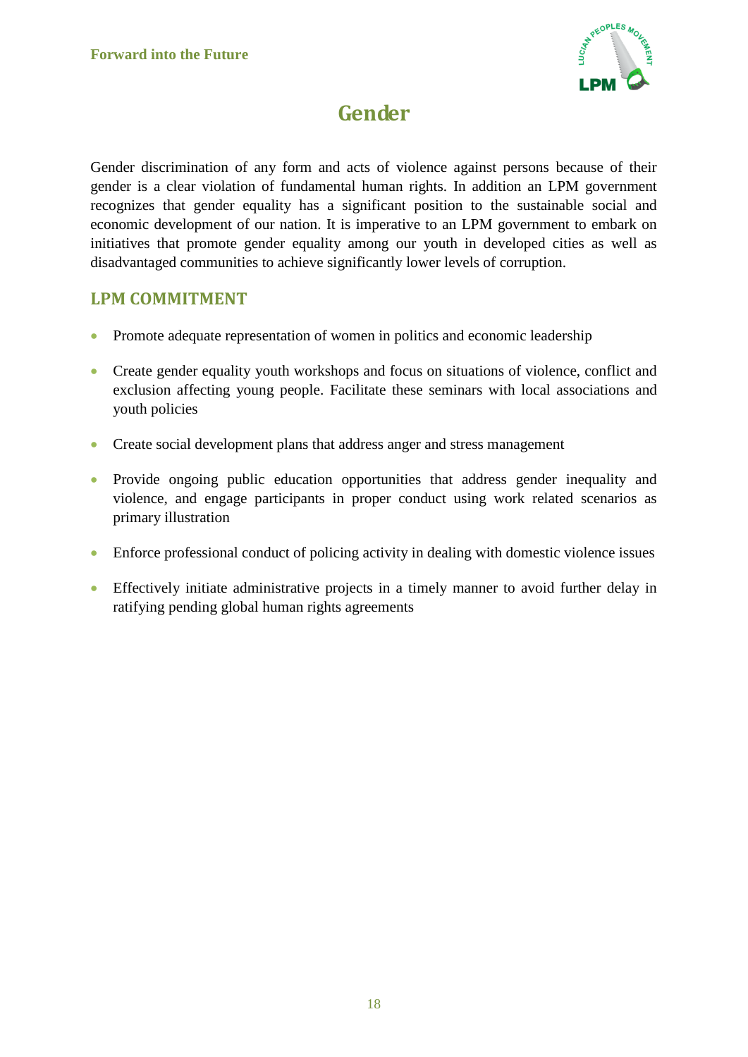# Gender

Gender discrimination of any form and acts of violence against persons because of their gender is a clear violation of fundamental human rights. In addition an LPM government recognizes that gender equality has a significant position to the sustainable social and economic development of our nation. It is imperative to an LPM government to embark on initiatives that promote gender equality among our youth in developed cities as well as disadvantaged communities to achieve significantly lower levels of corruption.

## LPM COMMITMENT

- Promote adequate representation of women in politics and economic leadership
- Create gender equality youth workshops and focus on situations of violence, conflict and exclusion affecting young people. Facilitate these seminars with local associations and youth policies
- Create social development plans that address anger and stress management
- Provide ongoing public education opportunities that address gender inequality and violence, and engage participants in proper conduct using work related scenarios as primary illustration
- Enforce professional conduct of policing activity in dealing with domestic violence issues
- Effectively initiate administrative projects in a timely manner to avoid further delay in ratifying pending global human rights agreements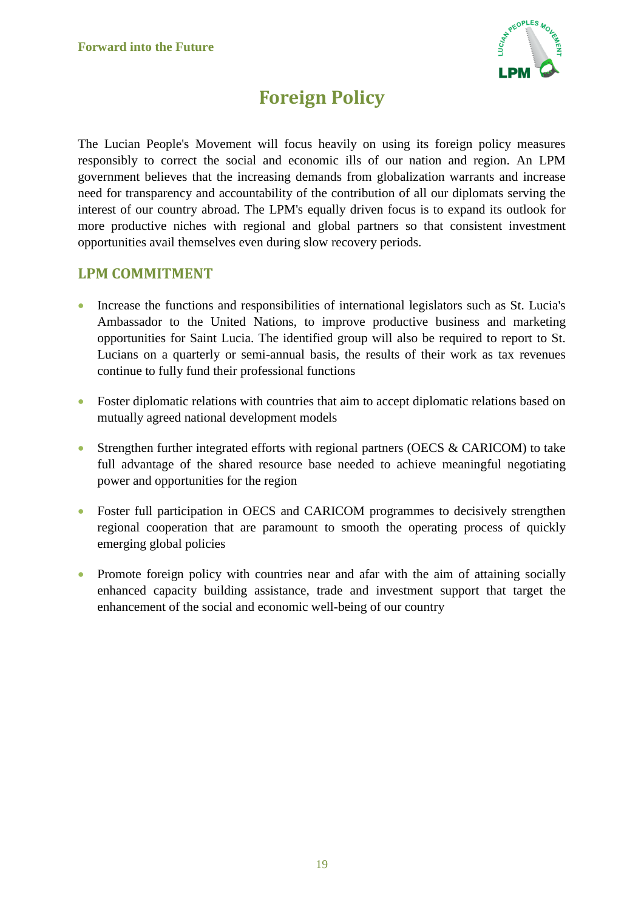# Foreign Policy

The Lucian People's Movement will focus heavily on using its foreign policy measures responsibly to correct the social and economic ills of our nation and region. An LPM government believes that the increasing demands from globalization warrants and increase need for transparency and accountability of the contribution of all our diplomats serving the interest of our country abroad. The LPM's equally driven focus is to expand its outlook for more productive niches with regional and global partners so that consistent investment opportunities avail themselves even during slow recovery periods.

## LPM COMMITMENT

- Increase the functions and responsibilities of international legislators such as St. Lucia's Ambassador to the United Nations, to improve productive business and marketing opportunities for Saint Lucia. The identified group will also be required to report to St. Lucians on a quarterly or semi-annual basis, the results of their work as tax revenues continue to fully fund their professional functions

- Foster diplomatic relations with countries that aim to accept diplomatic relations based on mutually agreed national development models

- Strengthen further integrated efforts with regional partners (OECS & CARICOM) to take full advantage of the shared resource base needed to achieve meaningful negotiating power and opportunities for the region

- Foster full participation in OECS and CARICOM programmes to decisively strengthen regional cooperation that are paramount to smooth the operating process of quickly emerging global policies

- Promote foreign policy with countries near and afar with the aim of attaining socially enhanced capacity building assistance, trade and investment support that target the enhancement of the social and economic well-being of our country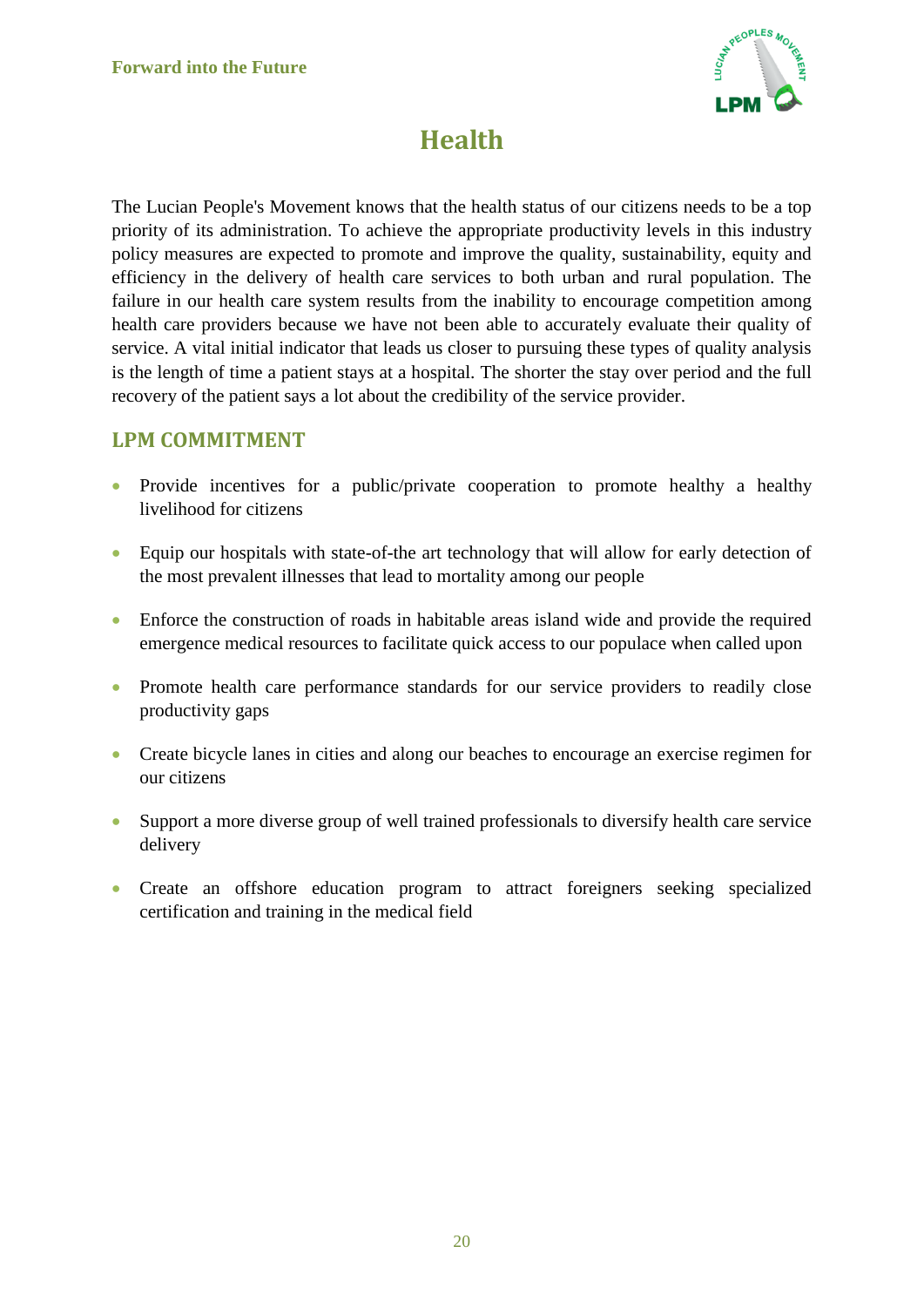# Health

The Lucian People's Movement knows that the health status of our citizens needs to be a top priority of its administration. To achieve the appropriate productivity levels in this industry policy measures are expected to promote and improve the quality, sustainability, equity and efficiency in the delivery of health care services to both urban and rural population. The failure in our health care system results from the inability to encourage competition among health care providers because we have not been able to accurately evaluate their quality of service. A vital initial indicator that leads us closer to pursuing these types of quality analysis is the length of time a patient stays at a hospital. The shorter the stay over period and the full recovery of the patient says a lot about the credibility of the service provider.

## LPM COMMITMENT

- Provide incentives for a public/private cooperation to promote healthy a healthy livelihood for citizens
- Equip our hospitals with state-of-the art technology that will allow for early detection of the most prevalent illnesses that lead to mortality among our people
- Enforce the construction of roads in habitable areas island wide and provide the required emergence medical resources to facilitate quick access to our populace when called upon
- Promote health care performance standards for our service providers to readily close productivity gaps
- Create bicycle lanes in cities and along our beaches to encourage an exercise regimen for our citizens
- Support a more diverse group of well trained professionals to diversify health care service delivery
- Create an offshore education program to attract foreigners seeking specialized certification and training in the medical field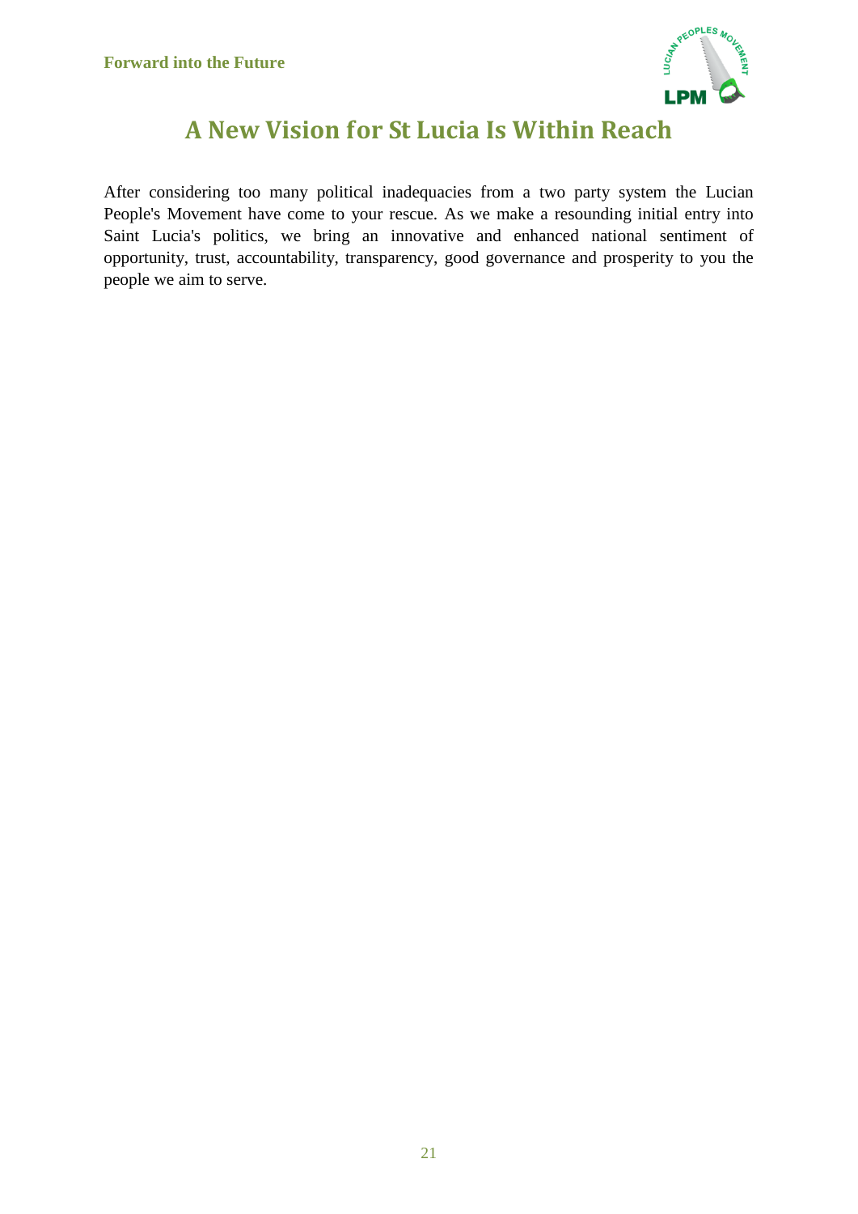# A New Vision for St Lucia Is Within Reach

After considering too many political inadequacies from a two party system the Lucian People's Movement have come to your rescue. As we make a resounding initial entry into Saint Lucia's politics, we bring an innovative and enhanced national sentiment of opportunity, trust, accountability, transparency, good governance and prosperity to you the people we aim to serve.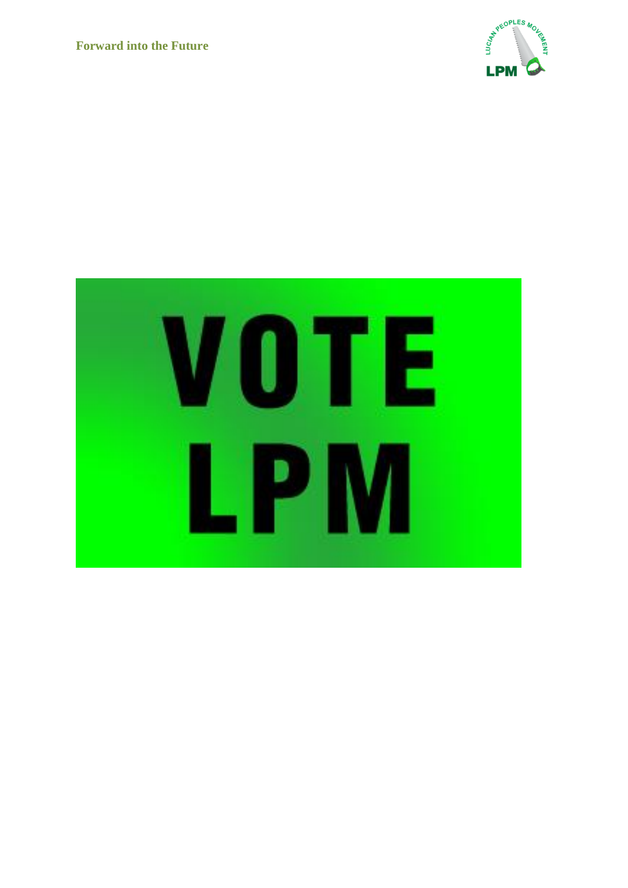VOTE

LPM